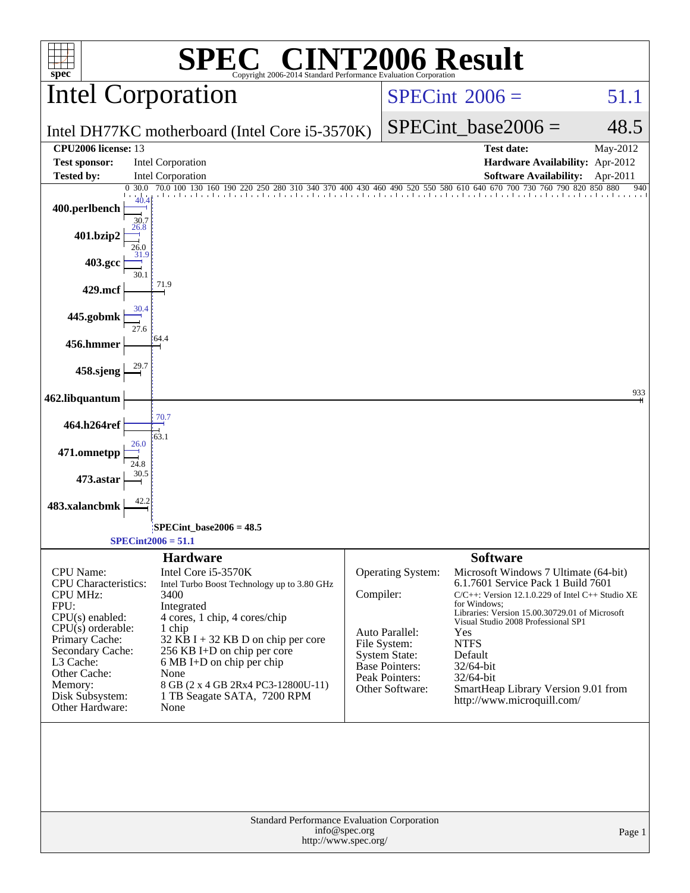# SPEC® CINT2006 Result

Copyright 2006-2014 Standard Performance Evaluation Corporation

## Intel Corporation

Intel DH77KC motherboard (Intel Core i5-3570K)

SPECint 2006 = 51.1

SPECint_base2006 = 48.5

| | | | |
|---|---|---|---|
| **CPU2006 license:** 13 | | **Test date:** | May-2012 |
| **Test sponsor:** | Intel Corporation | **Hardware Availability:** | Apr-2012 |
| **Tested by:** | Intel Corporation | **Software Availability:** | Apr-2011 |

| Benchmark | Peak | Base |
|---|---|---|
| 400.perlbench | 40.4 | 30.7 |
| 401.bzip2 | 26.8 | 26.0 |
| 403.gcc | 31.9 | 30.1 |
| 429.mcf | | 71.9 |
| 445.gobmk | 30.4 | 27.6 |
| 456.hmmer | | 64.4 |
| 458.sjeng | | 29.7 |
| 462.libquantum | | 933 |
| 464.h264ref | 70.7 | 63.1 |
| 471.omnetpp | 26.0 | 24.8 |
| 473.astar | | 30.5 |
| 483.xalancbmk | | 42.2 |

SPECint_base2006 = 48.5

SPECint2006 = 51.1

### Hardware

| | |
|---|---|
| CPU Name: | Intel Core i5-3570K |
| CPU Characteristics: | Intel Turbo Boost Technology up to 3.80 GHz |
| CPU MHz: | 3400 |
| FPU: | Integrated |
| CPU(s) enabled: | 4 cores, 1 chip, 4 cores/chip |
| CPU(s) orderable: | 1 chip |
| Primary Cache: | 32 KB I + 32 KB D on chip per core |
| Secondary Cache: | 256 KB I+D on chip per core |
| L3 Cache: | 6 MB I+D on chip per chip |
| Other Cache: | None |
| Memory: | 8 GB (2 x 4 GB 2Rx4 PC3-12800U-11) |
| Disk Subsystem: | 1 TB Seagate SATA, 7200 RPM |
| Other Hardware: | None |

### Software

| | |
|---|---|
| Operating System: | Microsoft Windows 7 Ultimate (64-bit) 6.1.7601 Service Pack 1 Build 7601 |
| Compiler: | C/C++: Version 12.1.0.229 of Intel C++ Studio XE for Windows; Libraries: Version 15.00.30729.01 of Microsoft Visual Studio 2008 Professional SP1 |
| Auto Parallel: | Yes |
| File System: | NTFS |
| System State: | Default |
| Base Pointers: | 32/64-bit |
| Peak Pointers: | 32/64-bit |
| Other Software: | SmartHeap Library Version 9.01 from http://www.microquill.com/ |

Standard Performance Evaluation Corporation
info@spec.org
http://www.spec.org/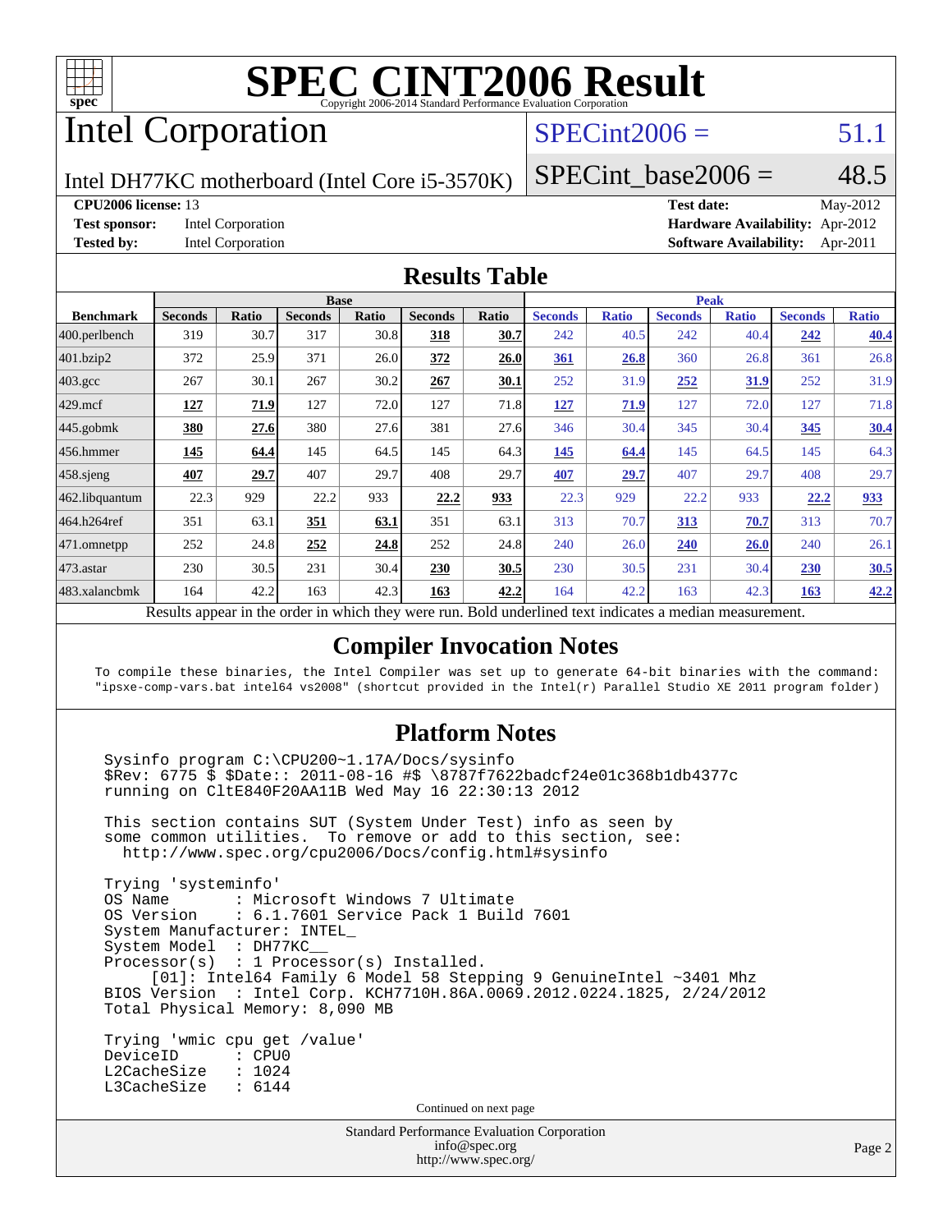# SPEC CINT2006 Result

Copyright 2006-2014 Standard Performance Evaluation Corporation

## Intel Corporation

Intel DH77KC motherboard (Intel Core i5-3570K)

SPECint2006 = 51.1

SPECint_base2006 = 48.5

**CPU2006 license:** 13
**Test sponsor:** Intel Corporation
**Tested by:** Intel Corporation

**Test date:** May-2012
**Hardware Availability:** Apr-2012
**Software Availability:** Apr-2011

## Results Table

| Benchmark | Base | | | | | | Peak | | | | | |
|---|---|---|---|---|---|---|---|---|---|---|---|---|
| | Seconds | Ratio | Seconds | Ratio | Seconds | Ratio | Seconds | Ratio | Seconds | Ratio | Seconds | Ratio |
| 400.perlbench | 319 | 30.7 | 317 | 30.8 | **318** | **30.7** | 242 | 40.5 | 242 | 40.4 | **242** | **40.4** |
| 401.bzip2 | 372 | 25.9 | 371 | 26.0 | **372** | **26.0** | **361** | **26.8** | 360 | 26.8 | 361 | 26.8 |
| 403.gcc | 267 | 30.1 | 267 | 30.2 | **267** | **30.1** | 252 | 31.9 | **252** | **31.9** | 252 | 31.9 |
| 429.mcf | **127** | **71.9** | 127 | 72.0 | 127 | 71.8 | **127** | **71.9** | 127 | 72.0 | 127 | 71.8 |
| 445.gobmk | **380** | **27.6** | 380 | 27.6 | 381 | 27.6 | 346 | 30.4 | 345 | 30.4 | **345** | **30.4** |
| 456.hmmer | **145** | **64.4** | 145 | 64.5 | 145 | 64.3 | **145** | **64.4** | 145 | 64.5 | 145 | 64.3 |
| 458.sjeng | **407** | **29.7** | 407 | 29.7 | 408 | 29.7 | **407** | **29.7** | 407 | 29.7 | 408 | 29.7 |
| 462.libquantum | 22.3 | 929 | 22.2 | 933 | **22.2** | **933** | 22.3 | 929 | 22.2 | 933 | **22.2** | **933** |
| 464.h264ref | 351 | 63.1 | **351** | **63.1** | 351 | 63.1 | 313 | 70.7 | **313** | **70.7** | 313 | 70.7 |
| 471.omnetpp | 252 | 24.8 | **252** | **24.8** | 252 | 24.8 | 240 | 26.0 | **240** | **26.0** | 240 | 26.1 |
| 473.astar | 230 | 30.5 | 231 | 30.4 | **230** | **30.5** | 230 | 30.5 | 231 | 30.4 | **230** | **30.5** |
| 483.xalancbmk | 164 | 42.2 | 163 | 42.3 | **163** | **42.2** | 164 | 42.2 | 163 | 42.3 | **163** | **42.2** |

Results appear in the order in which they were run. Bold underlined text indicates a median measurement.

## Compiler Invocation Notes

```
To compile these binaries, the Intel Compiler was set up to generate 64-bit binaries with the command:
"ipsxe-comp-vars.bat intel64 vs2008" (shortcut provided in the Intel(r) Parallel Studio XE 2011 program folder)
```

## Platform Notes

```
Sysinfo program C:\CPU200~1.17A/Docs/sysinfo
$Rev: 6775 $ $Date:: 2011-08-16 #$ \8787f7622badcf24e01c368b1db4377c
running on CltE840F20AA11B Wed May 16 22:30:13 2012

This section contains SUT (System Under Test) info as seen by
some common utilities.  To remove or add to this section, see:
  http://www.spec.org/cpu2006/Docs/config.html#sysinfo

Trying 'systeminfo'
OS Name        : Microsoft Windows 7 Ultimate
OS Version     : 6.1.7601 Service Pack 1 Build 7601
System Manufacturer: INTEL_
System Model   : DH77KC__
Processor(s)   : 1 Processor(s) Installed.
     [01]: Intel64 Family 6 Model 58 Stepping 9 GenuineIntel ~3401 Mhz
BIOS Version   : Intel Corp. KCH7710H.86A.0069.2012.0224.1825, 2/24/2012
Total Physical Memory: 8,090 MB

Trying 'wmic cpu get /value'
DeviceID       : CPU0
L2CacheSize    : 1024
L3CacheSize    : 6144
```

Continued on next page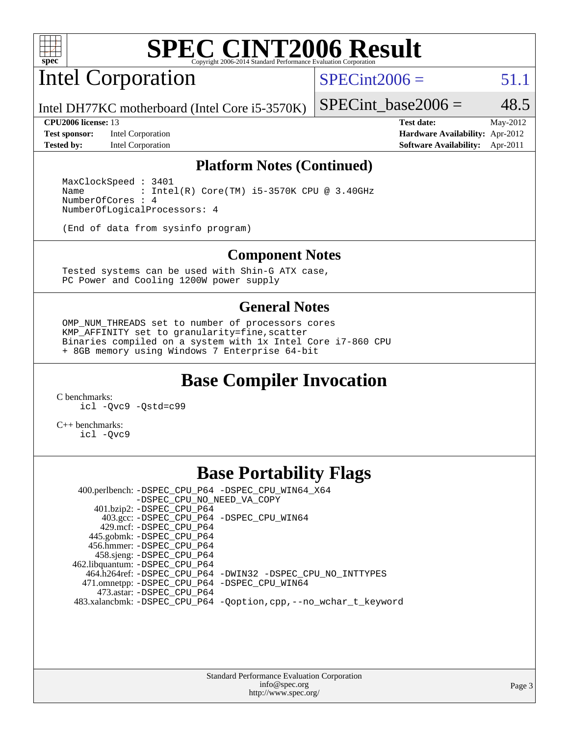# SPEC CINT2006 Result

## Intel Corporation

Intel DH77KC motherboard (Intel Core i5-3570K)

SPECint2006 = 51.1

SPECint_base2006 = 48.5

**CPU2006 license:** 13
**Test sponsor:** Intel Corporation
**Tested by:** Intel Corporation

**Test date:** May-2012
**Hardware Availability:** Apr-2012
**Software Availability:** Apr-2011

### Platform Notes (Continued)

```
MaxClockSpeed : 3401
Name          : Intel(R) Core(TM) i5-3570K CPU @ 3.40GHz
NumberOfCores : 4
NumberOfLogicalProcessors: 4

(End of data from sysinfo program)
```

### Component Notes

```
Tested systems can be used with Shin-G ATX case,
PC Power and Cooling 1200W power supply
```

### General Notes

```
OMP_NUM_THREADS set to number of processors cores
KMP_AFFINITY set to granularity=fine,scatter
Binaries compiled on a system with 1x Intel Core i7-860 CPU
+ 8GB memory using Windows 7 Enterprise 64-bit
```

## Base Compiler Invocation

C benchmarks:
```
icl -Qvc9 -Qstd=c99
```

C++ benchmarks:
```
icl -Qvc9
```

## Base Portability Flags

| Benchmark | Flags |
|---|---|
| 400.perlbench: | -DSPEC_CPU_P64 -DSPEC_CPU_WIN64_X64 -DSPEC_CPU_NO_NEED_VA_COPY |
| 401.bzip2: | -DSPEC_CPU_P64 |
| 403.gcc: | -DSPEC_CPU_P64 -DSPEC_CPU_WIN64 |
| 429.mcf: | -DSPEC_CPU_P64 |
| 445.gobmk: | -DSPEC_CPU_P64 |
| 456.hmmer: | -DSPEC_CPU_P64 |
| 458.sjeng: | -DSPEC_CPU_P64 |
| 462.libquantum: | -DSPEC_CPU_P64 |
| 464.h264ref: | -DSPEC_CPU_P64 -DWIN32 -DSPEC_CPU_NO_INTTYPES |
| 471.omnetpp: | -DSPEC_CPU_P64 -DSPEC_CPU_WIN64 |
| 473.astar: | -DSPEC_CPU_P64 |
| 483.xalancbmk: | -DSPEC_CPU_P64 -Qoption,cpp,--no_wchar_t_keyword |

Standard Performance Evaluation Corporation
info@spec.org
http://www.spec.org/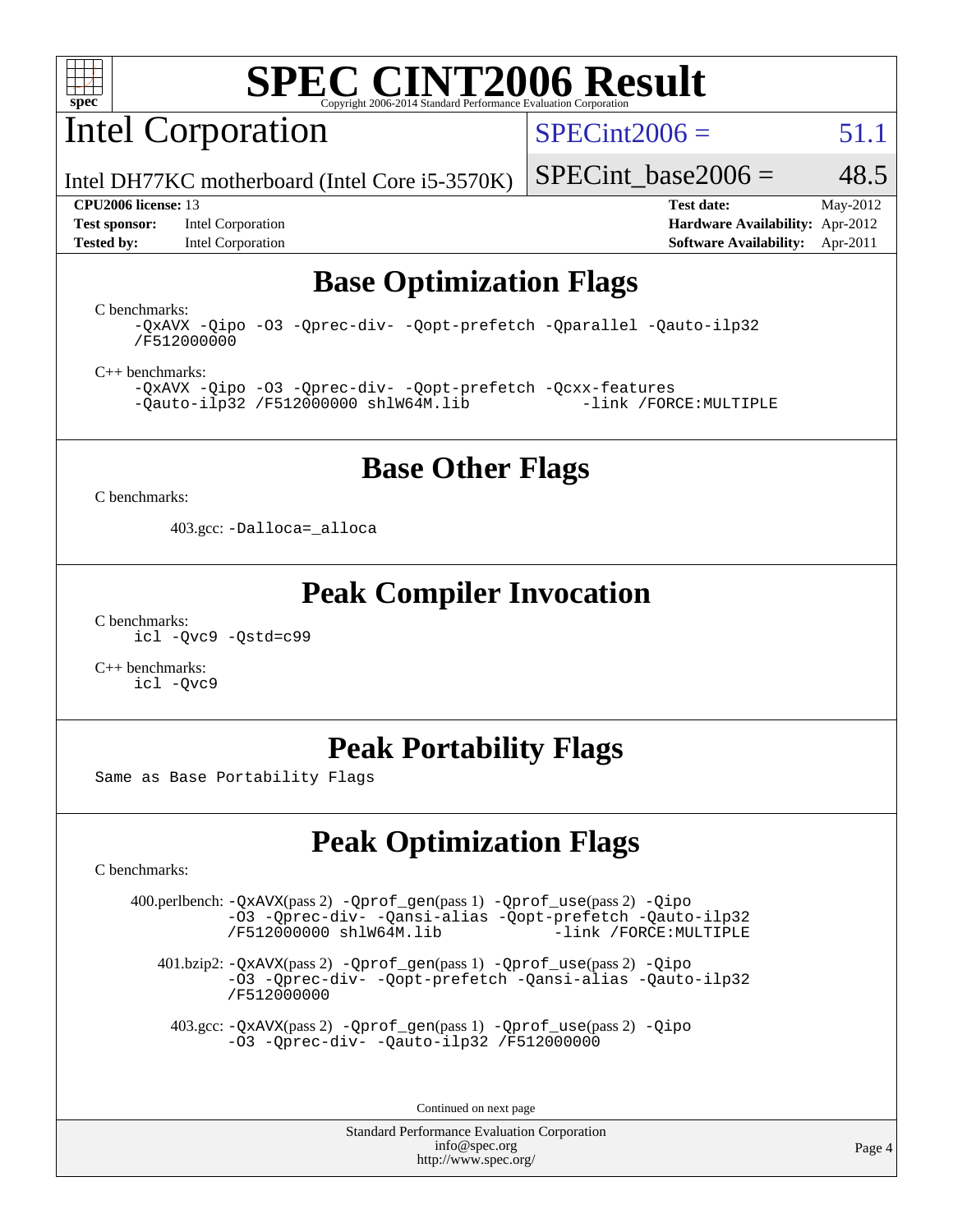# SPEC CINT2006 Result

## Intel Corporation

Intel DH77KC motherboard (Intel Core i5-3570K)

SPECint2006 = 51.1

SPECint_base2006 = 48.5

**CPU2006 license:** 13
**Test sponsor:** Intel Corporation
**Tested by:** Intel Corporation

**Test date:** May-2012
**Hardware Availability:** Apr-2012
**Software Availability:** Apr-2011

## Base Optimization Flags

C benchmarks:

```
-QxAVX -Qipo -O3 -Qprec-div- -Qopt-prefetch -Qparallel -Qauto-ilp32
/F512000000
```

C++ benchmarks:

```
-QxAVX -Qipo -O3 -Qprec-div- -Qopt-prefetch -Qcxx-features
-Qauto-ilp32 /F512000000 shlW64M.lib          -link /FORCE:MULTIPLE
```

## Base Other Flags

C benchmarks:

403.gcc: `-Dalloca=_alloca`

## Peak Compiler Invocation

C benchmarks:

```
icl -Qvc9 -Qstd=c99
```

C++ benchmarks:

```
icl -Qvc9
```

## Peak Portability Flags

Same as Base Portability Flags

## Peak Optimization Flags

C benchmarks:

400.perlbench: -QxAVX(pass 2) -Qprof_gen(pass 1) -Qprof_use(pass 2) -Qipo -O3 -Qprec-div- -Qansi-alias -Qopt-prefetch -Qauto-ilp32 /F512000000 shlW64M.lib -link /FORCE:MULTIPLE

401.bzip2: -QxAVX(pass 2) -Qprof_gen(pass 1) -Qprof_use(pass 2) -Qipo -O3 -Qprec-div- -Qopt-prefetch -Qansi-alias -Qauto-ilp32 /F512000000

403.gcc: -QxAVX(pass 2) -Qprof_gen(pass 1) -Qprof_use(pass 2) -Qipo -O3 -Qprec-div- -Qauto-ilp32 /F512000000

Continued on next page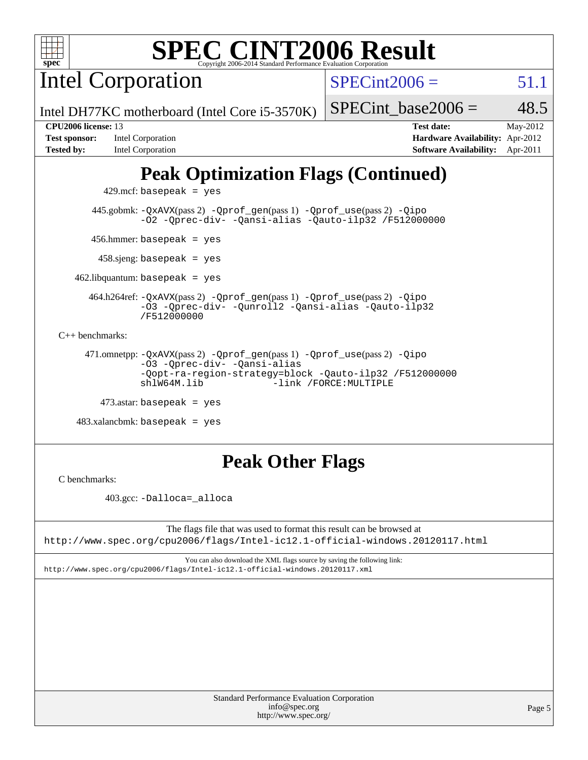# Peak Optimization Flags (Continued)

429.mcf: `basepeak = yes`

445.gobmk: `-QxAVX`(pass 2) `-Qprof_gen`(pass 1) `-Qprof_use`(pass 2) `-Qipo` `-O2` `-Qprec-div-` `-Qansi-alias` `-Qauto-ilp32` `/F512000000`

456.hmmer: `basepeak = yes`

458.sjeng: `basepeak = yes`

462.libquantum: `basepeak = yes`

464.h264ref: `-QxAVX`(pass 2) `-Qprof_gen`(pass 1) `-Qprof_use`(pass 2) `-Qipo` `-O3` `-Qprec-div-` `-Qunroll2` `-Qansi-alias` `-Qauto-ilp32` `/F512000000`

C++ benchmarks:

471.omnetpp: `-QxAVX`(pass 2) `-Qprof_gen`(pass 1) `-Qprof_use`(pass 2) `-Qipo` `-O3` `-Qprec-div-` `-Qansi-alias` `-Qopt-ra-region-strategy=block` `-Qauto-ilp32` `/F512000000` `shlW64M.lib` `-link /FORCE:MULTIPLE`

473.astar: `basepeak = yes`

483.xalancbmk: `basepeak = yes`

# Peak Other Flags

C benchmarks:

403.gcc: `-Dalloca=_alloca`

The flags file that was used to format this result can be browsed at
http://www.spec.org/cpu2006/flags/Intel-ic12.1-official-windows.20120117.html

You can also download the XML flags source by saving the following link:
http://www.spec.org/cpu2006/flags/Intel-ic12.1-official-windows.20120117.xml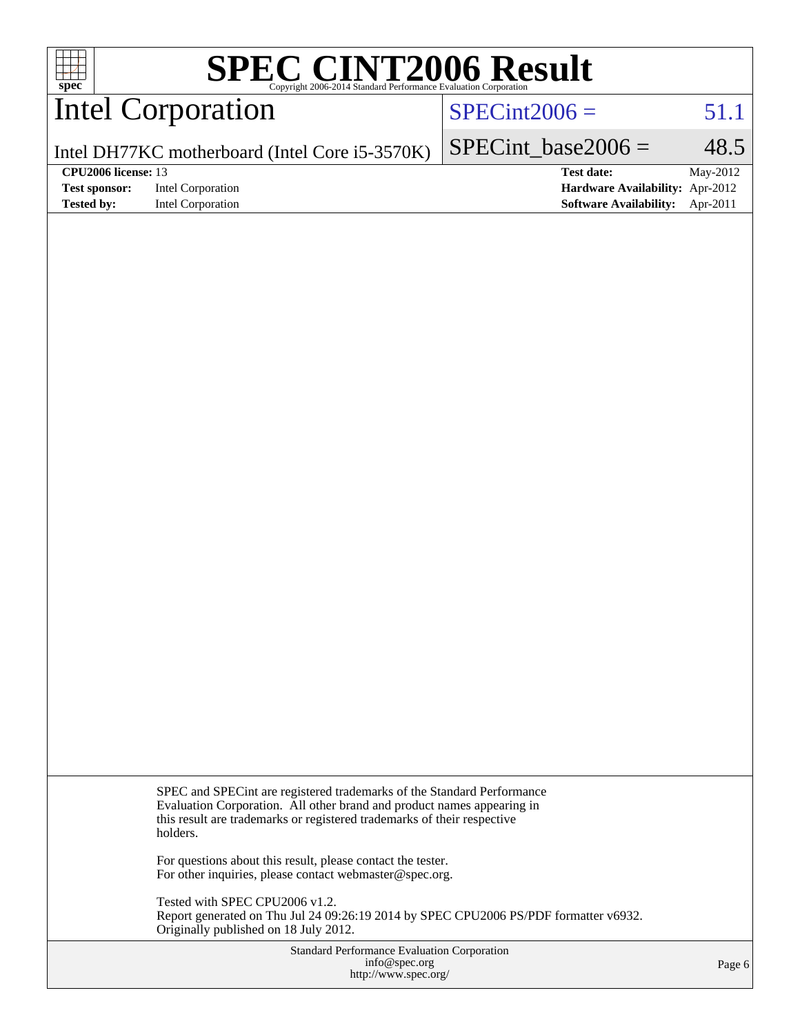SPEC and SPECint are registered trademarks of the Standard Performance Evaluation Corporation. All other brand and product names appearing in this result are trademarks or registered trademarks of their respective holders.

For questions about this result, please contact the tester.
For other inquiries, please contact webmaster@spec.org.

Tested with SPEC CPU2006 v1.2.
Report generated on Thu Jul 24 09:26:19 2014 by SPEC CPU2006 PS/PDF formatter v6932.
Originally published on 18 July 2012.